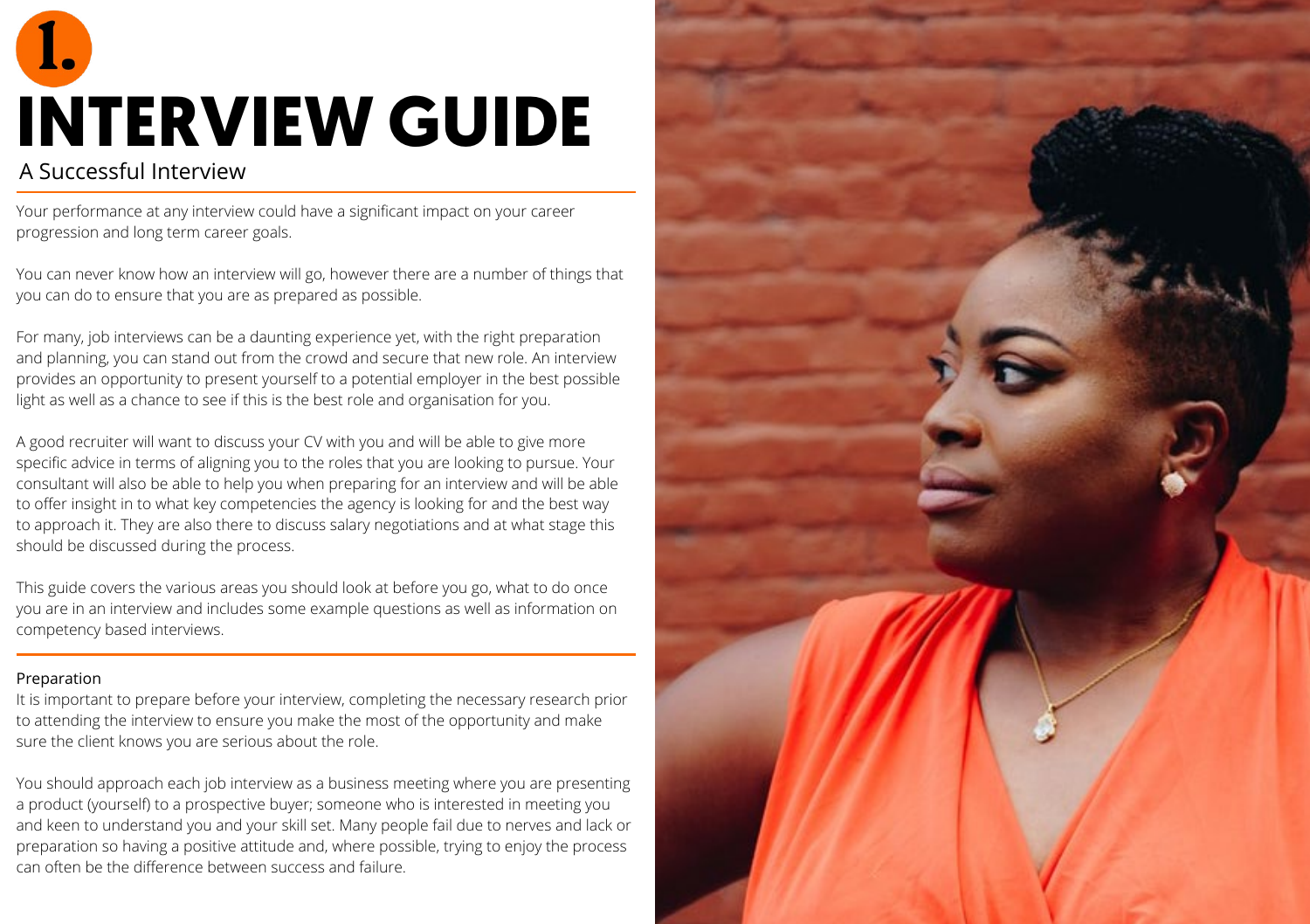# 1.

# INTERVIEW GUIDE

## A Successful Interview

Your performance at any interview could have a significant impact on your career progression and long term career goals.

You can never know how an interview will go, however there are a number of things that you can do to ensure that you are as prepared as possible.

For many, job interviews can be a daunting experience yet, with the right preparation and planning, you can stand out from the crowd and secure that new role. An interview provides an opportunity to present yourself to a potential employer in the best possible light as well as a chance to see if this is the best role and organisation for you.

A good recruiter will want to discuss your CV with you and will be able to give more specific advice in terms of aligning you to the roles that you are looking to pursue. Your consultant will also be able to help you when preparing for an interview and will be able to offer insight in to what key competencies the agency is looking for and the best way to approach it. They are also there to discuss salary negotiations and at what stage this should be discussed during the process.

This guide covers the various areas you should look at before you go, what to do once you are in an interview and includes some example questions as well as information on competency based interviews.

### Preparation

It is important to prepare before your interview, completing the necessary research prior to attending the interview to ensure you make the most of the opportunity and make sure the client knows you are serious about the role.

You should approach each job interview as a business meeting where you are presenting a product (yourself) to a prospective buyer; someone who is interested in meeting you and keen to understand you and your skill set. Many people fail due to nerves and lack or preparation so having a positive attitude and, where possible, trying to enjoy the process can often be the difference between success and failure.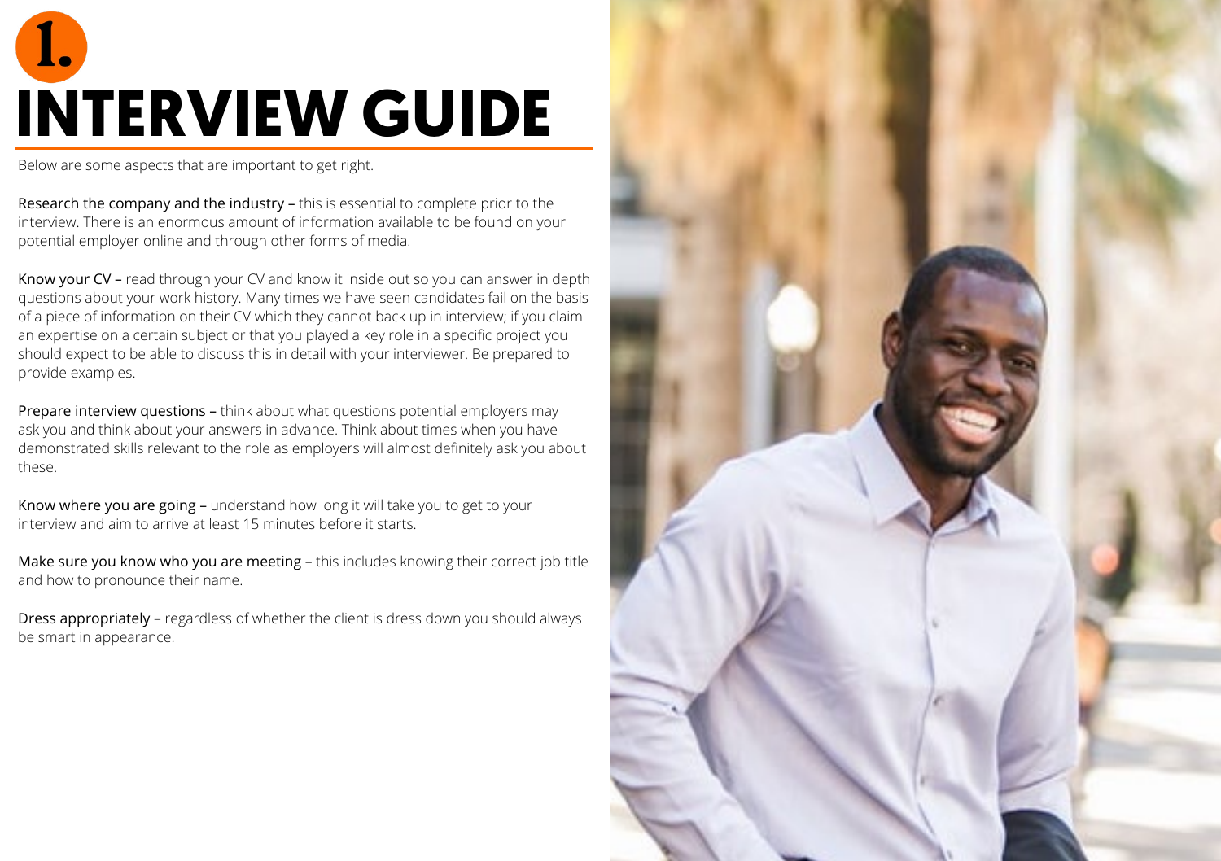# 1. INTERVIEW GUIDE

Below are some aspects that are important to get right.

Research the company and the industry – this is essential to complete prior to the interview. There is an enormous amount of information available to be found on your potential employer online and through other forms of media.

Know your CV – read through your CV and know it inside out so you can answer in depth questions about your work history. Many times we have seen candidates fail on the basis of a piece of information on their CV which they cannot back up in interview; if you claim an expertise on a certain subject or that you played a key role in a specific project you should expect to be able to discuss this in detail with your interviewer. Be prepared to provide examples.

Prepare interview questions – think about what questions potential employers may ask you and think about your answers in advance. Think about times when you have demonstrated skills relevant to the role as employers will almost definitely ask you about these.

Know where you are going – understand how long it will take you to get to your interview and aim to arrive at least 15 minutes before it starts.

Make sure you know who you are meeting – this includes knowing their correct job title and how to pronounce their name.

Dress appropriately – regardless of whether the client is dress down you should always be smart in appearance.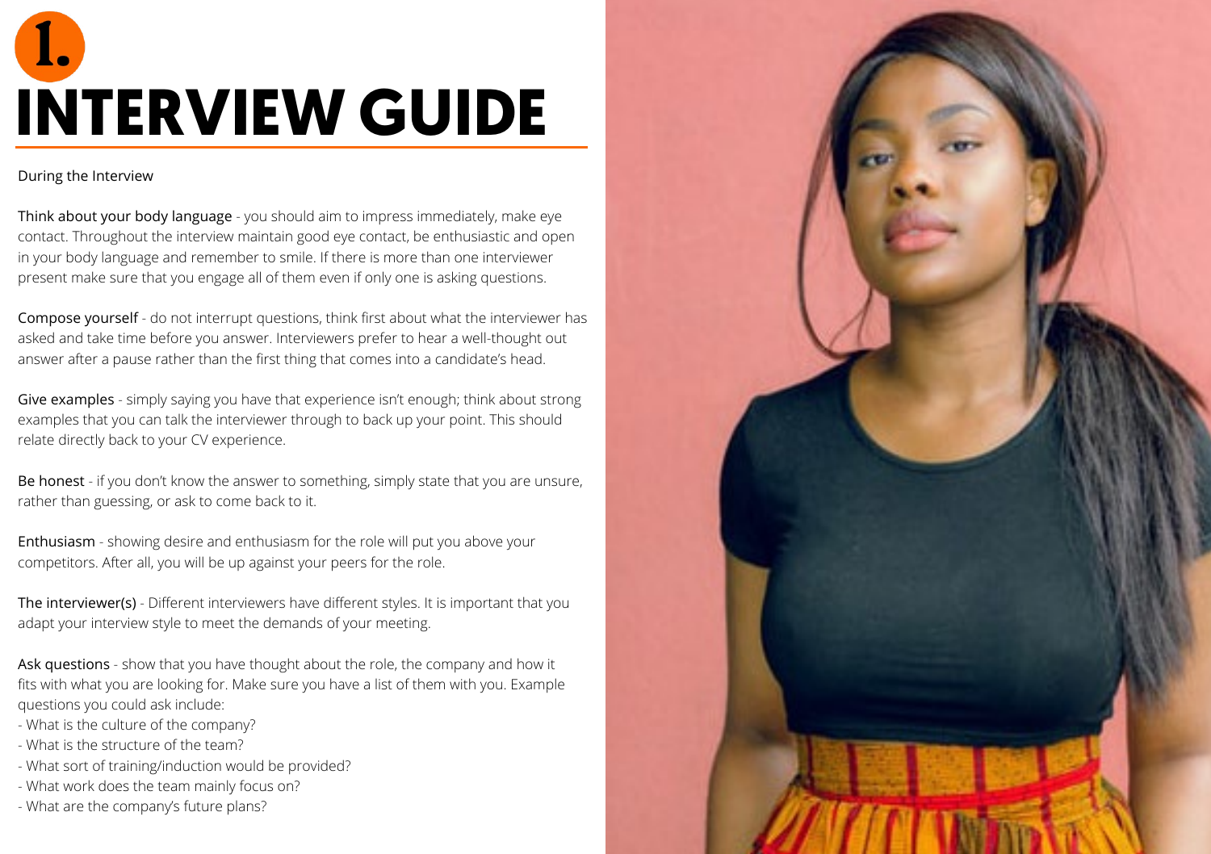# 1. INTERVIEW GUIDE

During the Interview

Think about your body language - you should aim to impress immediately, make eye contact. Throughout the interview maintain good eye contact, be enthusiastic and open in your body language and remember to smile. If there is more than one interviewer present make sure that you engage all of them even if only one is asking questions.

Compose yourself - do not interrupt questions, think first about what the interviewer has asked and take time before you answer. Interviewers prefer to hear a well-thought out answer after a pause rather than the first thing that comes into a candidate's head.

Give examples - simply saying you have that experience isn't enough; think about strong examples that you can talk the interviewer through to back up your point. This should relate directly back to your CV experience.

Be honest - if you don't know the answer to something, simply state that you are unsure, rather than guessing, or ask to come back to it.

Enthusiasm - showing desire and enthusiasm for the role will put you above your competitors. After all, you will be up against your peers for the role.

The interviewer(s) - Different interviewers have different styles. It is important that you adapt your interview style to meet the demands of your meeting.

Ask questions - show that you have thought about the role, the company and how it fits with what you are looking for. Make sure you have a list of them with you. Example questions you could ask include:

- What is the culture of the company?
- What is the structure of the team?
- What sort of training/induction would be provided?
- What work does the team mainly focus on?
- What are the company's future plans?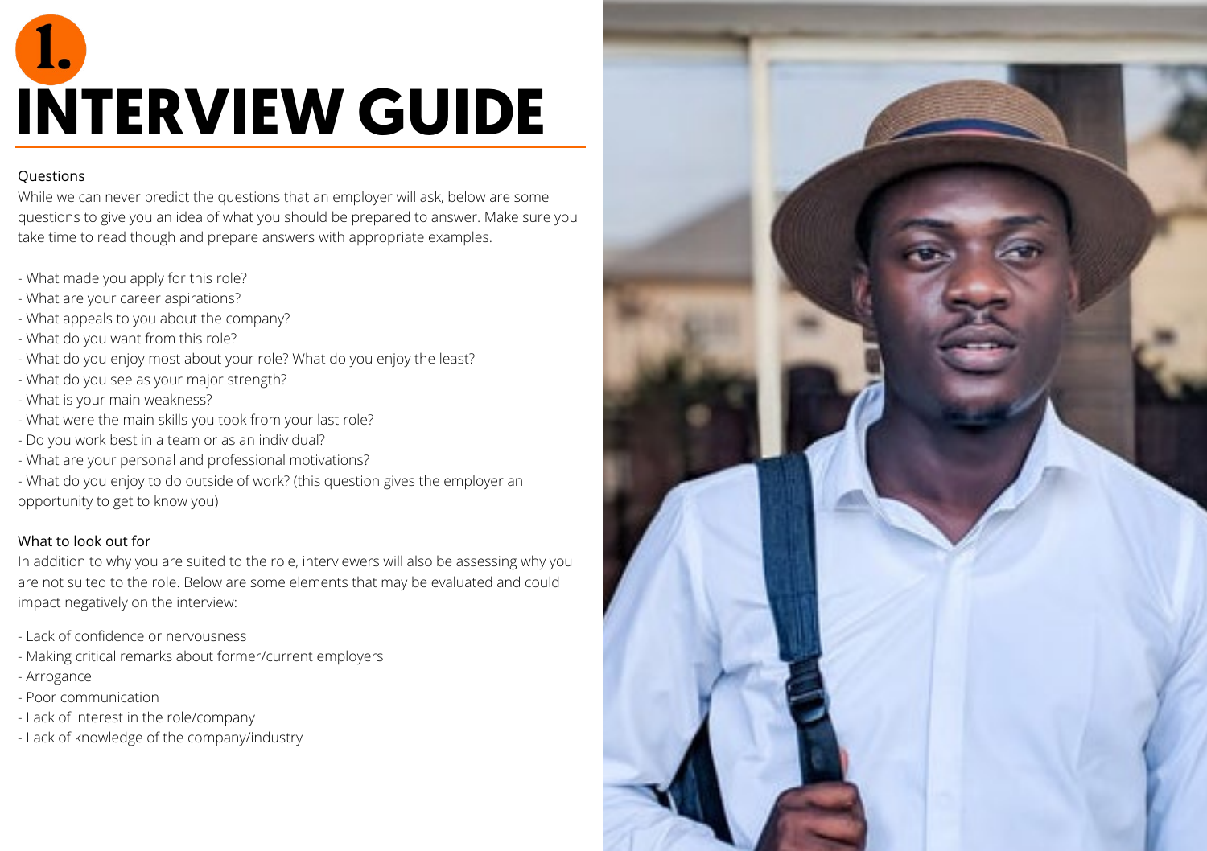# 1. INTERVIEW GUIDE

## Questions

While we can never predict the questions that an employer will ask, below are some questions to give you an idea of what you should be prepared to answer. Make sure you take time to read though and prepare answers with appropriate examples.

- What made you apply for this role?
- What are your career aspirations?
- What appeals to you about the company?
- What do you want from this role?
- What do you enjoy most about your role? What do you enjoy the least?
- What do you see as your major strength?
- What is your main weakness?
- What were the main skills you took from your last role?
- Do you work best in a team or as an individual?
- What are your personal and professional motivations?
- What do you enjoy to do outside of work? (this question gives the employer an opportunity to get to know you)

## What to look out for

In addition to why you are suited to the role, interviewers will also be assessing why you are not suited to the role. Below are some elements that may be evaluated and could impact negatively on the interview:

- Lack of confidence or nervousness
- Making critical remarks about former/current employers
- Arrogance
- Poor communication
- Lack of interest in the role/company
- Lack of knowledge of the company/industry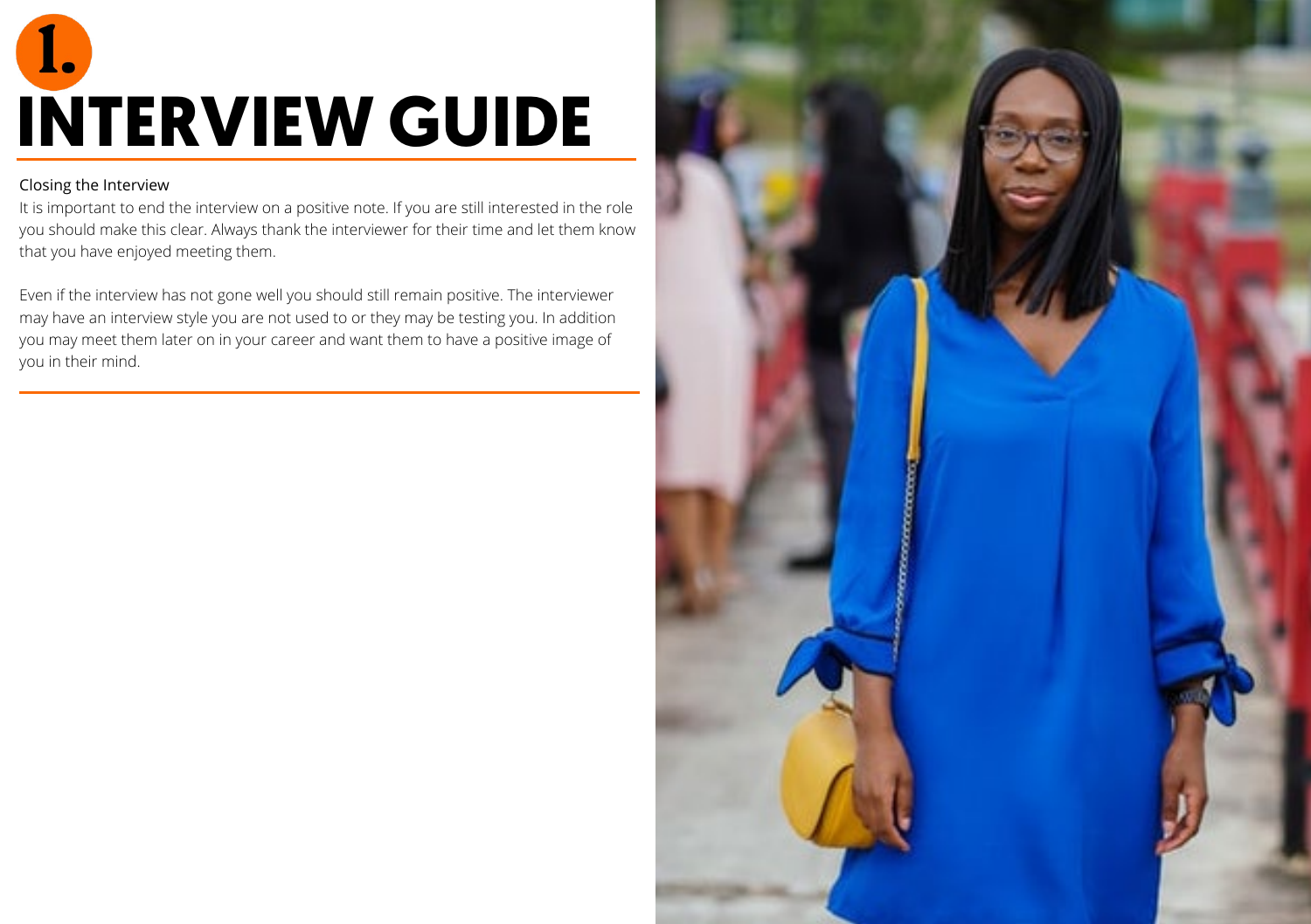# 1. INTERVIEW GUIDE

## Closing the Interview

It is important to end the interview on a positive note. If you are still interested in the role you should make this clear. Always thank the interviewer for their time and let them know that you have enjoyed meeting them.

Even if the interview has not gone well you should still remain positive. The interviewer may have an interview style you are not used to or they may be testing you. In addition you may meet them later on in your career and want them to have a positive image of you in their mind.